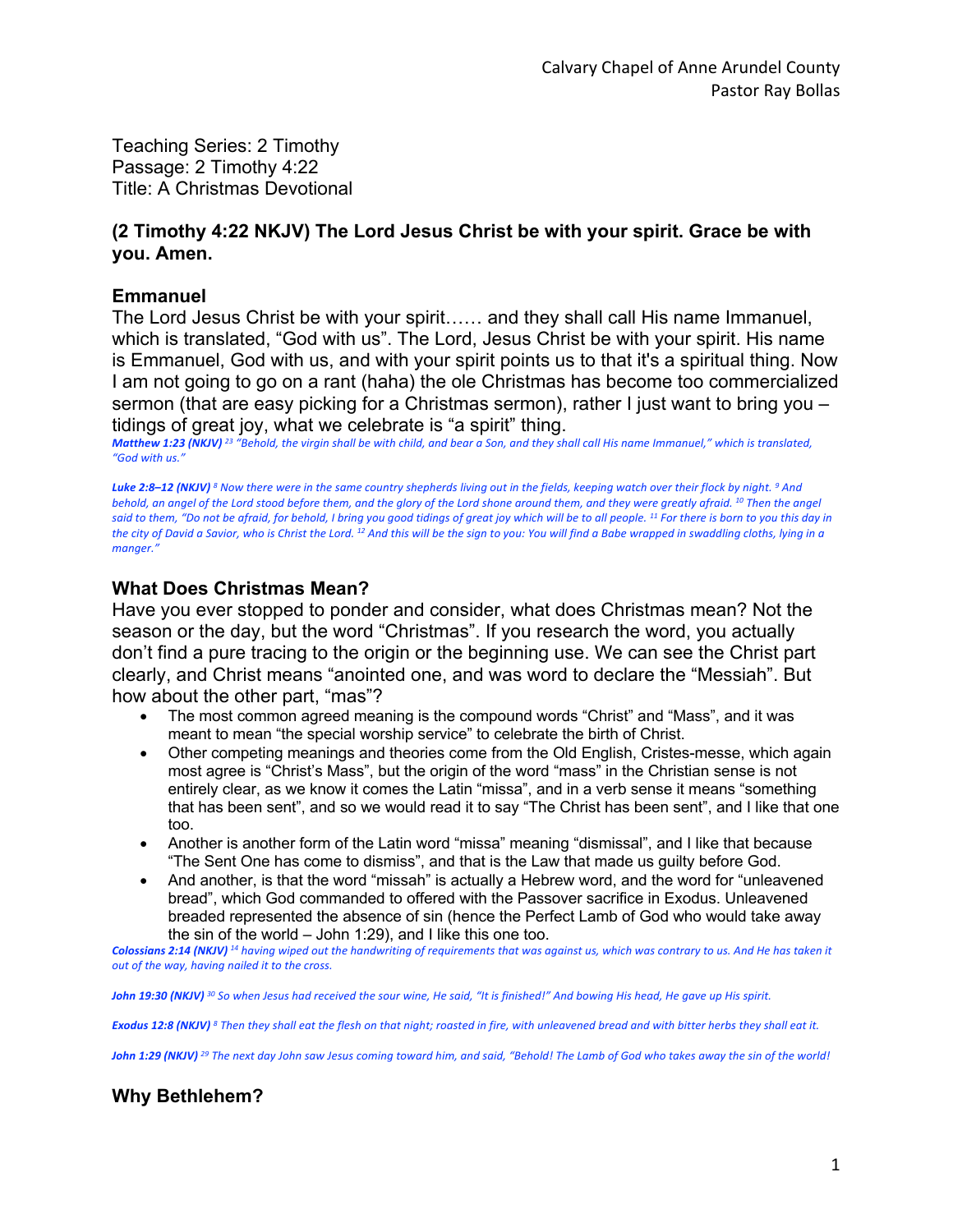Teaching Series: 2 Timothy
Passage: 2 Timothy 4:22
Title: A Christmas Devotional

**(2 Timothy 4:22 NKJV) The Lord Jesus Christ be with your spirit. Grace be with you. Amen.**

## Emmanuel

The Lord Jesus Christ be with your spirit…… and they shall call His name Immanuel, which is translated, "God with us". The Lord, Jesus Christ be with your spirit. His name is Emmanuel, God with us, and with your spirit points us to that it's a spiritual thing. Now I am not going to go on a rant (haha) the ole Christmas has become too commercialized sermon (that are easy picking for a Christmas sermon), rather I just want to bring you – tidings of great joy, what we celebrate is "a spirit" thing.

***Matthew 1:23 (NKJV)*** *[23] "Behold, the virgin shall be with child, and bear a Son, and they shall call His name Immanuel," which is translated, "God with us."*

***Luke 2:8–12 (NKJV)*** *[8] Now there were in the same country shepherds living out in the fields, keeping watch over their flock by night. [9] And behold, an angel of the Lord stood before them, and the glory of the Lord shone around them, and they were greatly afraid. [10] Then the angel said to them, "Do not be afraid, for behold, I bring you good tidings of great joy which will be to all people. [11] For there is born to you this day in the city of David a Savior, who is Christ the Lord. [12] And this will be the sign to you: You will find a Babe wrapped in swaddling cloths, lying in a manger."*

## What Does Christmas Mean?

Have you ever stopped to ponder and consider, what does Christmas mean? Not the season or the day, but the word "Christmas". If you research the word, you actually don't find a pure tracing to the origin or the beginning use. We can see the Christ part clearly, and Christ means "anointed one, and was word to declare the "Messiah". But how about the other part, "mas"?

- The most common agreed meaning is the compound words "Christ" and "Mass", and it was meant to mean "the special worship service" to celebrate the birth of Christ.
- Other competing meanings and theories come from the Old English, Cristes-messe, which again most agree is "Christ's Mass", but the origin of the word "mass" in the Christian sense is not entirely clear, as we know it comes the Latin "missa", and in a verb sense it means "something that has been sent", and so we would read it to say "The Christ has been sent", and I like that one too.
- Another is another form of the Latin word "missa" meaning "dismissal", and I like that because "The Sent One has come to dismiss", and that is the Law that made us guilty before God.
- And another, is that the word "missah" is actually a Hebrew word, and the word for "unleavened bread", which God commanded to offered with the Passover sacrifice in Exodus. Unleavened breaded represented the absence of sin (hence the Perfect Lamb of God who would take away the sin of the world – John 1:29), and I like this one too.

***Colossians 2:14 (NKJV)*** *[14] having wiped out the handwriting of requirements that was against us, which was contrary to us. And He has taken it out of the way, having nailed it to the cross.*

***John 19:30 (NKJV)*** *[30] So when Jesus had received the sour wine, He said, "It is finished!" And bowing His head, He gave up His spirit.*

***Exodus 12:8 (NKJV)*** *[8] Then they shall eat the flesh on that night; roasted in fire, with unleavened bread and with bitter herbs they shall eat it.*

***John 1:29 (NKJV)*** *[29] The next day John saw Jesus coming toward him, and said, "Behold! The Lamb of God who takes away the sin of the world!*

## Why Bethlehem?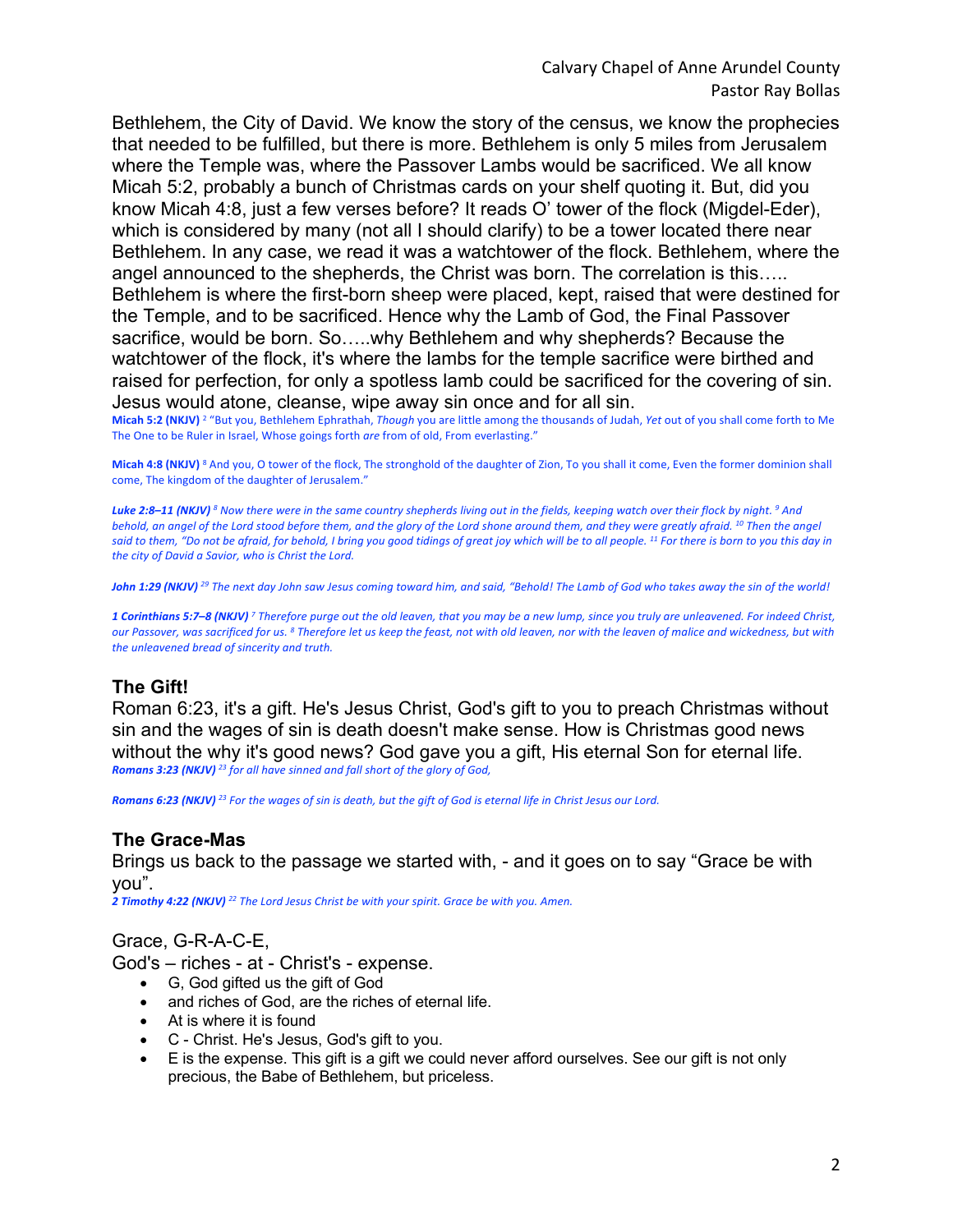Bethlehem, the City of David. We know the story of the census, we know the prophecies that needed to be fulfilled, but there is more. Bethlehem is only 5 miles from Jerusalem where the Temple was, where the Passover Lambs would be sacrificed. We all know Micah 5:2, probably a bunch of Christmas cards on your shelf quoting it. But, did you know Micah 4:8, just a few verses before? It reads O' tower of the flock (Migdel-Eder), which is considered by many (not all I should clarify) to be a tower located there near Bethlehem. In any case, we read it was a watchtower of the flock. Bethlehem, where the angel announced to the shepherds, the Christ was born. The correlation is this….. Bethlehem is where the first-born sheep were placed, kept, raised that were destined for the Temple, and to be sacrificed. Hence why the Lamb of God, the Final Passover sacrifice, would be born. So…..why Bethlehem and why shepherds? Because the watchtower of the flock, it's where the lambs for the temple sacrifice were birthed and raised for perfection, for only a spotless lamb could be sacrificed for the covering of sin. Jesus would atone, cleanse, wipe away sin once and for all sin.

**Micah 5:2 (NKJV)** [2] "But you, Bethlehem Ephrathah, *Though* you are little among the thousands of Judah, *Yet* out of you shall come forth to Me The One to be Ruler in Israel, Whose goings forth *are* from of old, From everlasting."

**Micah 4:8 (NKJV)** [8] And you, O tower of the flock, The stronghold of the daughter of Zion, To you shall it come, Even the former dominion shall come, The kingdom of the daughter of Jerusalem."

***Luke 2:8–11 (NKJV)*** *[8] Now there were in the same country shepherds living out in the fields, keeping watch over their flock by night. [9] And behold, an angel of the Lord stood before them, and the glory of the Lord shone around them, and they were greatly afraid. [10] Then the angel said to them, "Do not be afraid, for behold, I bring you good tidings of great joy which will be to all people. [11] For there is born to you this day in the city of David a Savior, who is Christ the Lord.*

***John 1:29 (NKJV)*** *[29] The next day John saw Jesus coming toward him, and said, "Behold! The Lamb of God who takes away the sin of the world!*

***1 Corinthians 5:7–8 (NKJV)*** *[7] Therefore purge out the old leaven, that you may be a new lump, since you truly are unleavened. For indeed Christ, our Passover, was sacrificed for us. [8] Therefore let us keep the feast, not with old leaven, nor with the leaven of malice and wickedness, but with the unleavened bread of sincerity and truth.*

### The Gift!

Roman 6:23, it's a gift. He's Jesus Christ, God's gift to you to preach Christmas without sin and the wages of sin is death doesn't make sense. How is Christmas good news without the why it's good news? God gave you a gift, His eternal Son for eternal life.

***Romans 3:23 (NKJV)*** *[23] for all have sinned and fall short of the glory of God,*

***Romans 6:23 (NKJV)*** *[23] For the wages of sin is death, but the gift of God is eternal life in Christ Jesus our Lord.*

### The Grace-Mas

Brings us back to the passage we started with, - and it goes on to say "Grace be with you".

***2 Timothy 4:22 (NKJV)*** *[22] The Lord Jesus Christ be with your spirit. Grace be with you. Amen.*

Grace, G-R-A-C-E,
God's – riches - at - Christ's - expense.

- G, God gifted us the gift of God
- and riches of God, are the riches of eternal life.
- At is where it is found
- C - Christ. He's Jesus, God's gift to you.
- E is the expense. This gift is a gift we could never afford ourselves. See our gift is not only precious, the Babe of Bethlehem, but priceless.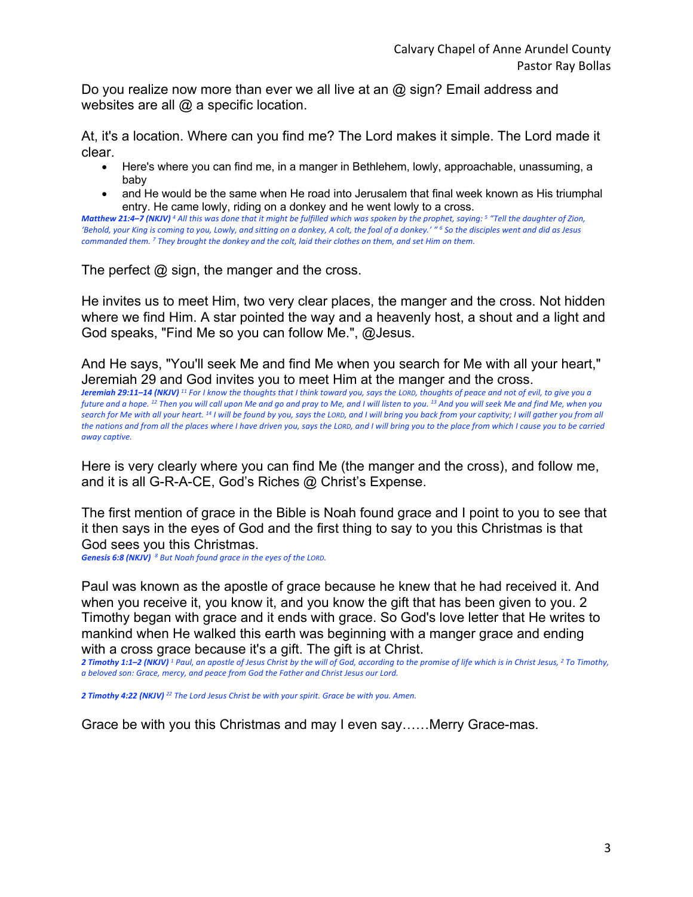Do you realize now more than ever we all live at an @ sign? Email address and websites are all @ a specific location.

At, it's a location. Where can you find me? The Lord makes it simple. The Lord made it clear.

- Here's where you can find me, in a manger in Bethlehem, lowly, approachable, unassuming, a baby
- and He would be the same when He road into Jerusalem that final week known as His triumphal entry. He came lowly, riding on a donkey and he went lowly to a cross.

***Matthew 21:4–7 (NKJV)*** *[4] All this was done that it might be fulfilled which was spoken by the prophet, saying: [5] "Tell the daughter of Zion, 'Behold, your King is coming to you, Lowly, and sitting on a donkey, A colt, the foal of a donkey.' " [6] So the disciples went and did as Jesus commanded them. [7] They brought the donkey and the colt, laid their clothes on them, and set Him on them.*

The perfect @ sign, the manger and the cross.

He invites us to meet Him, two very clear places, the manger and the cross. Not hidden where we find Him. A star pointed the way and a heavenly host, a shout and a light and God speaks, "Find Me so you can follow Me.", @Jesus.

And He says, "You'll seek Me and find Me when you search for Me with all your heart," Jeremiah 29 and God invites you to meet Him at the manger and the cross.

***Jeremiah 29:11–14 (NKJV)*** *[11] For I know the thoughts that I think toward you, says the LORD, thoughts of peace and not of evil, to give you a future and a hope. [12] Then you will call upon Me and go and pray to Me, and I will listen to you. [13] And you will seek Me and find Me, when you search for Me with all your heart. [14] I will be found by you, says the LORD, and I will bring you back from your captivity; I will gather you from all the nations and from all the places where I have driven you, says the LORD, and I will bring you to the place from which I cause you to be carried away captive.*

Here is very clearly where you can find Me (the manger and the cross), and follow me, and it is all G-R-A-CE, God's Riches @ Christ's Expense.

The first mention of grace in the Bible is Noah found grace and I point to you to see that it then says in the eyes of God and the first thing to say to you this Christmas is that God sees you this Christmas.

***Genesis 6:8 (NKJV)*** *[8] But Noah found grace in the eyes of the LORD.*

Paul was known as the apostle of grace because he knew that he had received it. And when you receive it, you know it, and you know the gift that has been given to you. 2 Timothy began with grace and it ends with grace. So God's love letter that He writes to mankind when He walked this earth was beginning with a manger grace and ending with a cross grace because it's a gift. The gift is at Christ.

***2 Timothy 1:1–2 (NKJV)*** *[1] Paul, an apostle of Jesus Christ by the will of God, according to the promise of life which is in Christ Jesus, [2] To Timothy, a beloved son: Grace, mercy, and peace from God the Father and Christ Jesus our Lord.*

***2 Timothy 4:22 (NKJV)*** *[22] The Lord Jesus Christ be with your spirit. Grace be with you. Amen.*

Grace be with you this Christmas and may I even say……Merry Grace-mas.